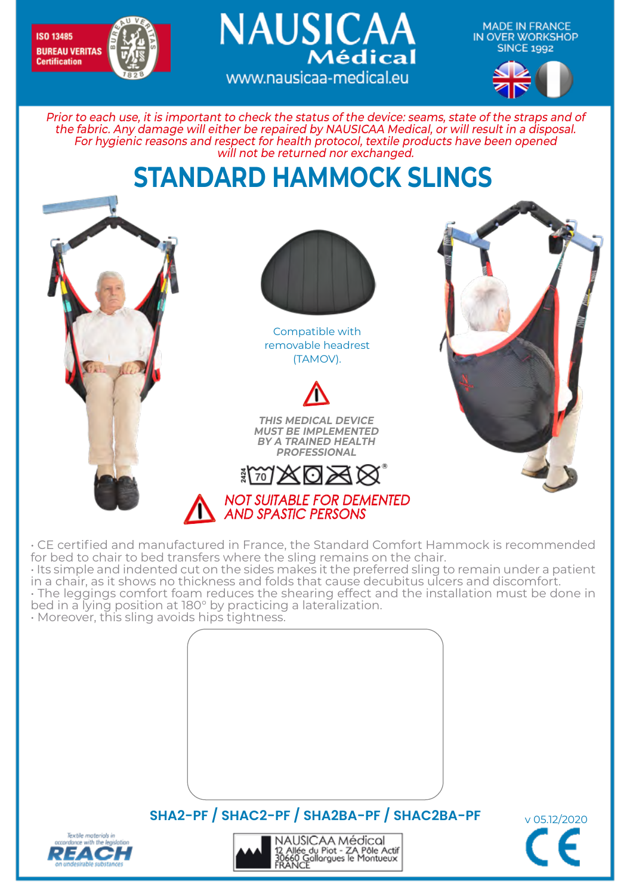ISO 13485
BUREAU VERITAS
Certification

# NAUSICAA Médical

www.nausicaa-medical.eu

MADE IN FRANCE
IN OVER WORKSHOP
SINCE 1992

*Prior to each use, it is important to check the status of the device: seams, state of the straps and of the fabric. Any damage will either be repaired by NAUSICAA Medical, or will result in a disposal. For hygienic reasons and respect for health protocol, textile products have been opened will not be returned nor exchanged.*

# STANDARD HAMMOCK SLINGS

Compatible with removable headrest (TAMOV).

***THIS MEDICAL DEVICE MUST BE IMPLEMENTED BY A TRAINED HEALTH PROFESSIONAL***

*NOT SUITABLE FOR DEMENTED AND SPASTIC PERSONS*

- CE certified and manufactured in France, the Standard Comfort Hammock is recommended for bed to chair to bed transfers where the sling remains on the chair.
- Its simple and indented cut on the sides makes it the preferred sling to remain under a patient in a chair, as it shows no thickness and folds that cause decubitus ulcers and discomfort.
- The leggings comfort foam reduces the shearing effect and the installation must be done in bed in a lying position at 180° by practicing a lateralization.
- Moreover, this sling avoids hips tightness.

**SHA2-PF / SHAC2-PF / SHA2BA-PF / SHAC2BA-PF**

v 05.12/2020

Textile materials in accordance with the legislation REACH on undesirable substances

NAUSICAA Médical
12 Allée du Piot - ZA Pôle Actif
30660 Gallargues le Montueux
FRANCE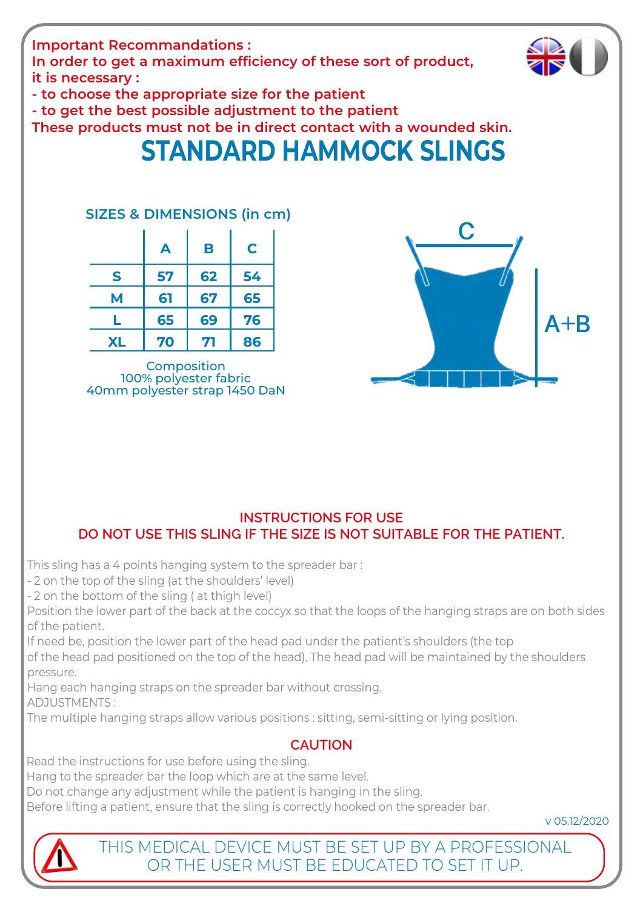**Important Recommandations :**
**In order to get a maximum efficiency of these sort of product, it is necessary :**
**- to choose the appropriate size for the patient**
**- to get the best possible adjustment to the patient**
**These products must not be in direct contact with a wounded skin.**

# STANDARD HAMMOCK SLINGS

## SIZES & DIMENSIONS (in cm)

| | A | B | C |
|---|---|---|---|
| S | 57 | 62 | 54 |
| M | 61 | 67 | 65 |
| L | 65 | 69 | 76 |
| XL | 70 | 71 | 86 |

Composition
100% polyester fabric
40mm polyester strap 1450 DaN

C

A+B

## INSTRUCTIONS FOR USE
## DO NOT USE THIS SLING IF THE SIZE IS NOT SUITABLE FOR THE PATIENT.

This sling has a 4 points hanging system to the spreader bar :
- 2 on the top of the sling (at the shoulders' level)
- 2 on the bottom of the sling ( at thigh level)

Position the lower part of the back at the coccyx so that the loops of the hanging straps are on both sides of the patient.
If need be, position the lower part of the head pad under the patient's shoulders (the top of the head pad positioned on the top of the head). The head pad will be maintained by the shoulders pressure.
Hang each hanging straps on the spreader bar without crossing.
ADJUSTMENTS :
The multiple hanging straps allow various positions : sitting, semi-sitting or lying position.

## CAUTION

Read the instructions for use before using the sling.
Hang to the spreader bar the loop which are at the same level.
Do not change any adjustment while the patient is hanging in the sling.
Before lifting a patient, ensure that the sling is correctly hooked on the spreader bar.

v 05.12/2020

THIS MEDICAL DEVICE MUST BE SET UP BY A PROFESSIONAL OR THE USER MUST BE EDUCATED TO SET IT UP.